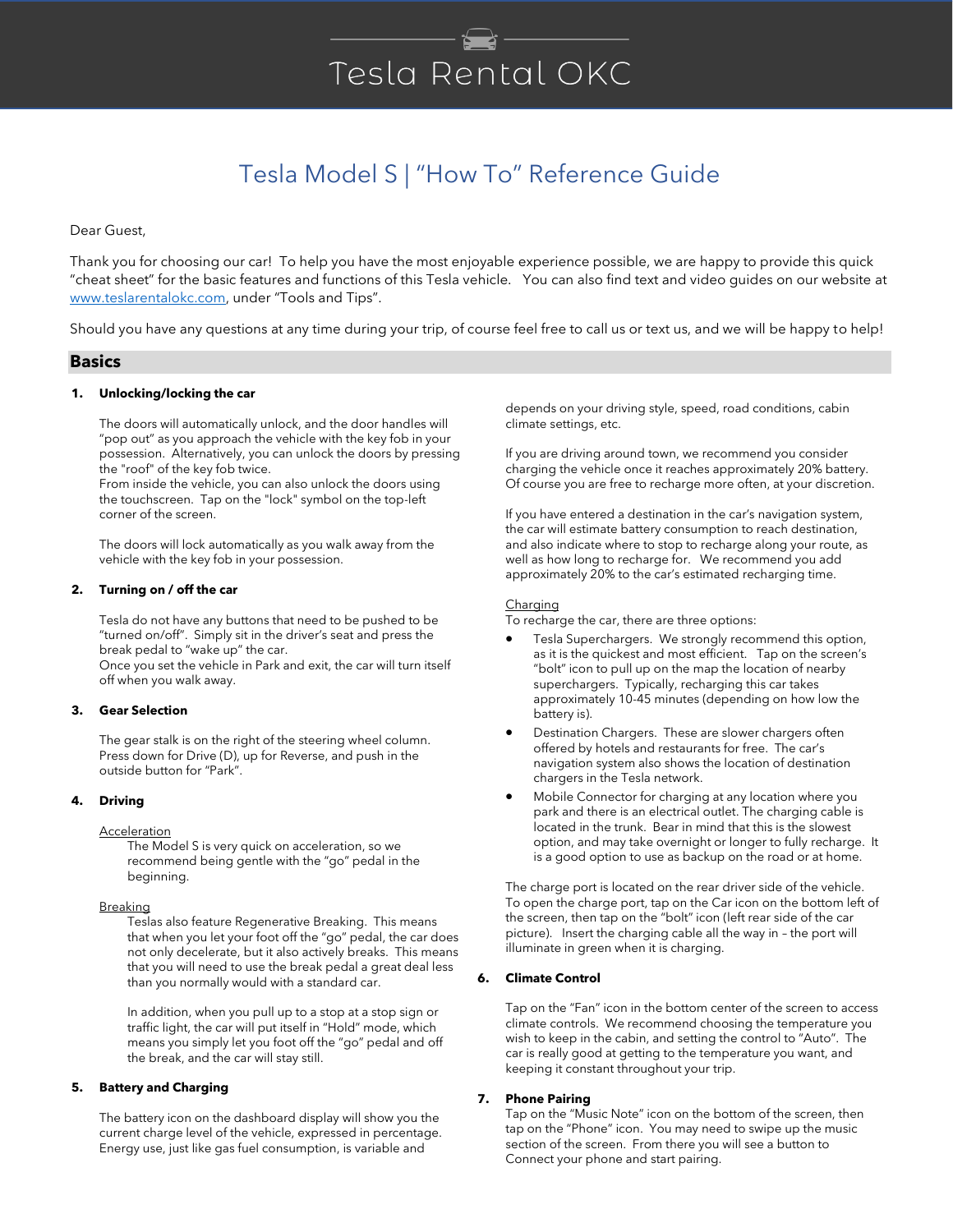# Tesla Rental OKC

## Tesla Model S | "How To" Reference Guide

Dear Guest,

Thank you for choosing our car! To help you have the most enjoyable experience possible, we are happy to provide this quick "cheat sheet" for the basic features and functions of this Tesla vehicle. You can also find text and video guides on our website at www.teslarentalokc.com, under "Tools and Tips".

Should you have any questions at any time during your trip, of course feel free to call us or text us, and we will be happy to help!

## Basics

### 1. Unlocking/locking the car

The doors will automatically unlock, and the door handles will "pop out" as you approach the vehicle with the key fob in your possession. Alternatively, you can unlock the doors by pressing the "roof" of the key fob twice.
From inside the vehicle, you can also unlock the doors using the touchscreen. Tap on the "lock" symbol on the top-left corner of the screen.

The doors will lock automatically as you walk away from the vehicle with the key fob in your possession.

### 2. Turning on / off the car

Tesla do not have any buttons that need to be pushed to be "turned on/off". Simply sit in the driver's seat and press the break pedal to "wake up" the car.
Once you set the vehicle in Park and exit, the car will turn itself off when you walk away.

### 3. Gear Selection

The gear stalk is on the right of the steering wheel column. Press down for Drive (D), up for Reverse, and push in the outside button for "Park".

### 4. Driving

Acceleration

The Model S is very quick on acceleration, so we recommend being gentle with the "go" pedal in the beginning.

Breaking

Teslas also feature Regenerative Breaking. This means that when you let your foot off the "go" pedal, the car does not only decelerate, but it also actively breaks. This means that you will need to use the break pedal a great deal less than you normally would with a standard car.

In addition, when you pull up to a stop at a stop sign or traffic light, the car will put itself in "Hold" mode, which means you simply let you foot off the "go" pedal and off the break, and the car will stay still.

### 5. Battery and Charging

The battery icon on the dashboard display will show you the current charge level of the vehicle, expressed in percentage. Energy use, just like gas fuel consumption, is variable and depends on your driving style, speed, road conditions, cabin climate settings, etc.

If you are driving around town, we recommend you consider charging the vehicle once it reaches approximately 20% battery. Of course you are free to recharge more often, at your discretion.

If you have entered a destination in the car's navigation system, the car will estimate battery consumption to reach destination, and also indicate where to stop to recharge along your route, as well as how long to recharge for. We recommend you add approximately 20% to the car's estimated recharging time.

Charging

To recharge the car, there are three options:

- Tesla Superchargers. We strongly recommend this option, as it is the quickest and most efficient. Tap on the screen's "bolt" icon to pull up on the map the location of nearby superchargers. Typically, recharging this car takes approximately 10-45 minutes (depending on how low the battery is).
- Destination Chargers. These are slower chargers often offered by hotels and restaurants for free. The car's navigation system also shows the location of destination chargers in the Tesla network.
- Mobile Connector for charging at any location where you park and there is an electrical outlet. The charging cable is located in the trunk. Bear in mind that this is the slowest option, and may take overnight or longer to fully recharge. It is a good option to use as backup on the road or at home.

The charge port is located on the rear driver side of the vehicle. To open the charge port, tap on the Car icon on the bottom left of the screen, then tap on the "bolt" icon (left rear side of the car picture). Insert the charging cable all the way in – the port will illuminate in green when it is charging.

### 6. Climate Control

Tap on the "Fan" icon in the bottom center of the screen to access climate controls. We recommend choosing the temperature you wish to keep in the cabin, and setting the control to "Auto". The car is really good at getting to the temperature you want, and keeping it constant throughout your trip.

### 7. Phone Pairing

Tap on the "Music Note" icon on the bottom of the screen, then tap on the "Phone" icon. You may need to swipe up the music section of the screen. From there you will see a button to Connect your phone and start pairing.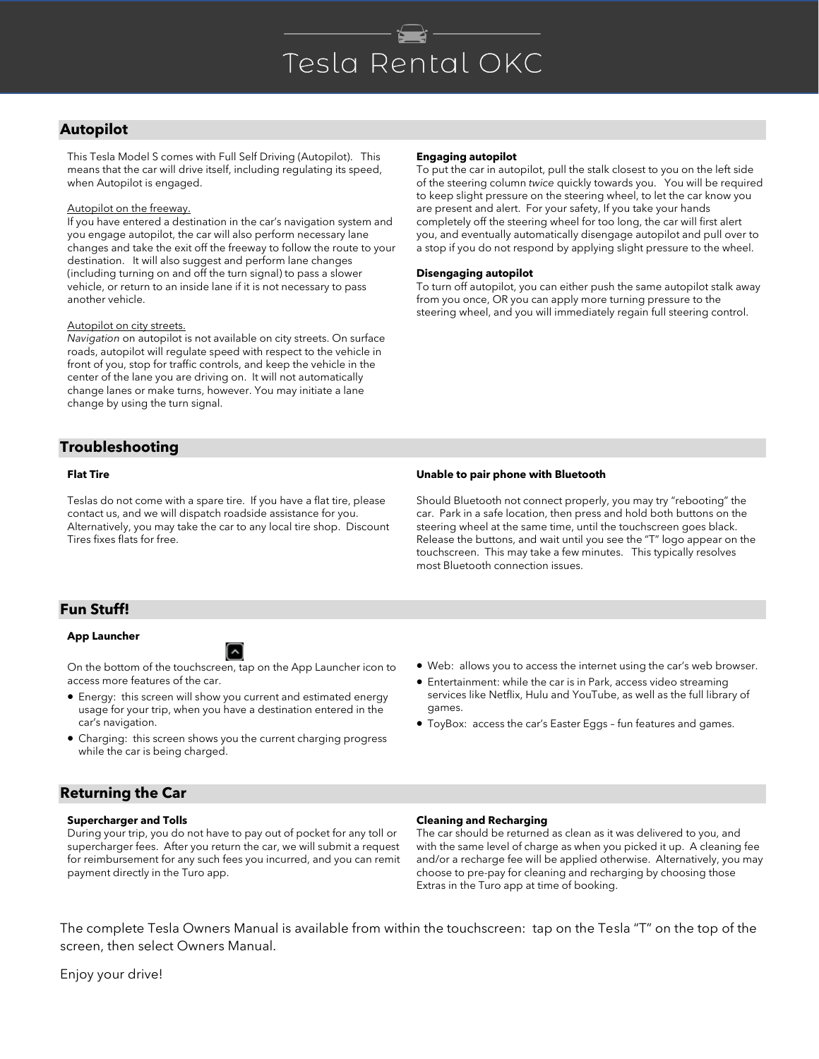# Tesla Rental OKC

## Autopilot

This Tesla Model S comes with Full Self Driving (Autopilot). This means that the car will drive itself, including regulating its speed, when Autopilot is engaged.

Autopilot on the freeway.

If you have entered a destination in the car's navigation system and you engage autopilot, the car will also perform necessary lane changes and take the exit off the freeway to follow the route to your destination. It will also suggest and perform lane changes (including turning on and off the turn signal) to pass a slower vehicle, or return to an inside lane if it is not necessary to pass another vehicle.

Autopilot on city streets.

*Navigation* on autopilot is not available on city streets. On surface roads, autopilot will regulate speed with respect to the vehicle in front of you, stop for traffic controls, and keep the vehicle in the center of the lane you are driving on. It will not automatically change lanes or make turns, however. You may initiate a lane change by using the turn signal.

### Engaging autopilot

To put the car in autopilot, pull the stalk closest to you on the left side of the steering column *twice* quickly towards you. You will be required to keep slight pressure on the steering wheel, to let the car know you are present and alert. For your safety, If you take your hands completely off the steering wheel for too long, the car will first alert you, and eventually automatically disengage autopilot and pull over to a stop if you do not respond by applying slight pressure to the wheel.

### Disengaging autopilot

To turn off autopilot, you can either push the same autopilot stalk away from you once, OR you can apply more turning pressure to the steering wheel, and you will immediately regain full steering control.

## Troubleshooting

### Flat Tire

Teslas do not come with a spare tire. If you have a flat tire, please contact us, and we will dispatch roadside assistance for you. Alternatively, you may take the car to any local tire shop. Discount Tires fixes flats for free.

### Unable to pair phone with Bluetooth

Should Bluetooth not connect properly, you may try "rebooting" the car. Park in a safe location, then press and hold both buttons on the steering wheel at the same time, until the touchscreen goes black. Release the buttons, and wait until you see the "T" logo appear on the touchscreen. This may take a few minutes. This typically resolves most Bluetooth connection issues.

## Fun Stuff!

### App Launcher

On the bottom of the touchscreen, tap on the App Launcher icon to access more features of the car.

- Energy: this screen will show you current and estimated energy usage for your trip, when you have a destination entered in the car's navigation.
- Charging: this screen shows you the current charging progress while the car is being charged.
- Web: allows you to access the internet using the car's web browser.
- Entertainment: while the car is in Park, access video streaming services like Netflix, Hulu and YouTube, as well as the full library of games.
- ToyBox: access the car's Easter Eggs – fun features and games.

## Returning the Car

### Supercharger and Tolls

During your trip, you do not have to pay out of pocket for any toll or supercharger fees. After you return the car, we will submit a request for reimbursement for any such fees you incurred, and you can remit payment directly in the Turo app.

### Cleaning and Recharging

The car should be returned as clean as it was delivered to you, and with the same level of charge as when you picked it up. A cleaning fee and/or a recharge fee will be applied otherwise. Alternatively, you may choose to pre-pay for cleaning and recharging by choosing those Extras in the Turo app at time of booking.

The complete Tesla Owners Manual is available from within the touchscreen: tap on the Tesla "T" on the top of the screen, then select Owners Manual.

Enjoy your drive!